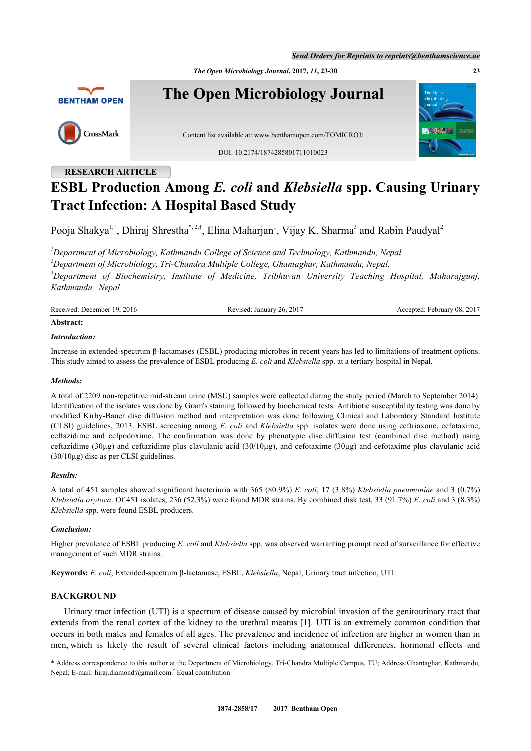RESEARCH ARTICLE

# ESBL Production Among *E. coli* and *Klebsiella* spp. Causing Urinary Tract Infection: A Hospital Based Study

Pooja Shakya[1,†], Dhiraj Shrestha[*,2,†], Elina Maharjan[1], Vijay K. Sharma[3] and Rabin Paudyal[2]

[1]*Department of Microbiology, Kathmandu College of Science and Technology, Kathmandu, Nepal*
[2]*Department of Microbiology, Tri-Chandra Multiple College, Ghantaghar, Kathmandu, Nepal.*
[3]*Department of Biochemistry, Institute of Medicine, Tribhuvan University Teaching Hospital, Maharajgunj, Kathmandu, Nepal*

Received: December 19, 2016 Revised: January 26, 2017 Accepted: February 08, 2017

**Abstract:**

***Introduction:***

Increase in extended-spectrum β-lactamases (ESBL) producing microbes in recent years has led to limitations of treatment options. This study aimed to assess the prevalence of ESBL producing *E. coli* and *Klebsiella* spp. at a tertiary hospital in Nepal.

***Methods:***

A total of 2209 non-repetitive mid-stream urine (MSU) samples were collected during the study period (March to September 2014). Identification of the isolates was done by Gram's staining followed by biochemical tests. Antibiotic susceptibility testing was done by modified Kirby-Bauer disc diffusion method and interpretation was done following Clinical and Laboratory Standard Institute (CLSI) guidelines, 2013. ESBL screening among *E. coli* and *Klebsiella* spp. isolates were done using ceftriaxone, cefotaxime, ceftazidime and cefpodoxime. The confirmation was done by phenotypic disc diffusion test (combined disc method) using ceftazidime (30µg) and ceftazidime plus clavulanic acid (30/10µg), and cefotaxime (30µg) and cefotaxime plus clavulanic acid (30/10µg) disc as per CLSI guidelines.

***Results:***

A total of 451 samples showed significant bacteriuria with 365 (80.9%) *E. coli*, 17 (3.8%) *Klebsiella pneumoniae* and 3 (0.7%) *Klebsiella oxytoca*. Of 451 isolates, 236 (52.3%) were found MDR strains. By combined disk test, 33 (91.7%) *E. coli* and 3 (8.3%) *Klebsiella* spp. were found ESBL producers.

***Conclusion:***

Higher prevalence of ESBL producing *E. coli* and *Klebsiella* spp. was observed warranting prompt need of surveillance for effective management of such MDR strains.

**Keywords:** *E. coli*, Extended-spectrum β-lactamase, ESBL, *Klebsiella*, Nepal, Urinary tract infection, UTI.

## BACKGROUND

Urinary tract infection (UTI) is a spectrum of disease caused by microbial invasion of the genitourinary tract that extends from the renal cortex of the kidney to the urethral meatus [1]. UTI is an extremely common condition that occurs in both males and females of all ages. The prevalence and incidence of infection are higher in women than in men, which is likely the result of several clinical factors including anatomical differences, hormonal effects and

\* Address correspondence to this author at the Department of Microbiology, Tri-Chandra Multiple Campus, TU; Address:Ghantaghar, Kathmandu, Nepal; E-mail: hiraj.diamond@gmail.com.[†] Equal contribution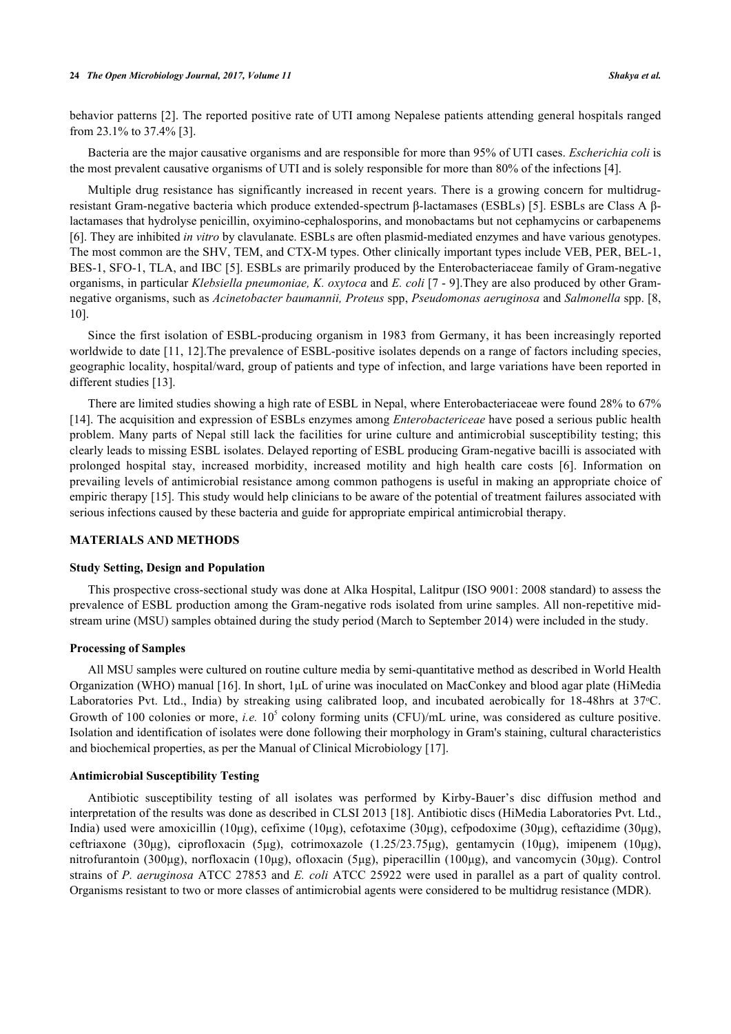behavior patterns [2]. The reported positive rate of UTI among Nepalese patients attending general hospitals ranged from 23.1% to 37.4% [3].

Bacteria are the major causative organisms and are responsible for more than 95% of UTI cases. *Escherichia coli* is the most prevalent causative organisms of UTI and is solely responsible for more than 80% of the infections [4].

Multiple drug resistance has significantly increased in recent years. There is a growing concern for multidrug-resistant Gram-negative bacteria which produce extended-spectrum β-lactamases (ESBLs) [5]. ESBLs are Class A β-lactamases that hydrolyse penicillin, oxyimino-cephalosporins, and monobactams but not cephamycins or carbapenems [6]. They are inhibited *in vitro* by clavulanate. ESBLs are often plasmid-mediated enzymes and have various genotypes. The most common are the SHV, TEM, and CTX-M types. Other clinically important types include VEB, PER, BEL-1, BES-1, SFO-1, TLA, and IBC [5]. ESBLs are primarily produced by the Enterobacteriaceae family of Gram-negative organisms, in particular *Klebsiella pneumoniae, K. oxytoca* and *E. coli* [7 - 9].They are also produced by other Gram-negative organisms, such as *Acinetobacter baumannii, Proteus* spp, *Pseudomonas aeruginosa* and *Salmonella* spp. [8, 10].

Since the first isolation of ESBL-producing organism in 1983 from Germany, it has been increasingly reported worldwide to date [11, 12].The prevalence of ESBL-positive isolates depends on a range of factors including species, geographic locality, hospital/ward, group of patients and type of infection, and large variations have been reported in different studies [13].

There are limited studies showing a high rate of ESBL in Nepal, where Enterobacteriaceae were found 28% to 67% [14]. The acquisition and expression of ESBLs enzymes among *Enterobactericeae* have posed a serious public health problem. Many parts of Nepal still lack the facilities for urine culture and antimicrobial susceptibility testing; this clearly leads to missing ESBL isolates. Delayed reporting of ESBL producing Gram-negative bacilli is associated with prolonged hospital stay, increased morbidity, increased motility and high health care costs [6]. Information on prevailing levels of antimicrobial resistance among common pathogens is useful in making an appropriate choice of empiric therapy [15]. This study would help clinicians to be aware of the potential of treatment failures associated with serious infections caused by these bacteria and guide for appropriate empirical antimicrobial therapy.

## MATERIALS AND METHODS

### Study Setting, Design and Population

This prospective cross-sectional study was done at Alka Hospital, Lalitpur (ISO 9001: 2008 standard) to assess the prevalence of ESBL production among the Gram-negative rods isolated from urine samples. All non-repetitive mid-stream urine (MSU) samples obtained during the study period (March to September 2014) were included in the study.

### Processing of Samples

All MSU samples were cultured on routine culture media by semi-quantitative method as described in World Health Organization (WHO) manual [16]. In short, 1μL of urine was inoculated on MacConkey and blood agar plate (HiMedia Laboratories Pvt. Ltd., India) by streaking using calibrated loop, and incubated aerobically for 18-48hrs at 37°C. Growth of 100 colonies or more, *i.e.* $10^5$ colony forming units (CFU)/mL urine, was considered as culture positive. Isolation and identification of isolates were done following their morphology in Gram's staining, cultural characteristics and biochemical properties, as per the Manual of Clinical Microbiology [17].

### Antimicrobial Susceptibility Testing

Antibiotic susceptibility testing of all isolates was performed by Kirby-Bauer's disc diffusion method and interpretation of the results was done as described in CLSI 2013 [18]. Antibiotic discs (HiMedia Laboratories Pvt. Ltd., India) used were amoxicillin (10μg), cefixime (10μg), cefotaxime (30μg), cefpodoxime (30μg), ceftazidime (30μg), ceftriaxone (30μg), ciprofloxacin (5μg), cotrimoxazole (1.25/23.75μg), gentamycin (10μg), imipenem (10μg), nitrofurantoin (300μg), norfloxacin (10μg), ofloxacin (5μg), piperacillin (100μg), and vancomycin (30μg). Control strains of *P. aeruginosa* ATCC 27853 and *E. coli* ATCC 25922 were used in parallel as a part of quality control. Organisms resistant to two or more classes of antimicrobial agents were considered to be multidrug resistance (MDR).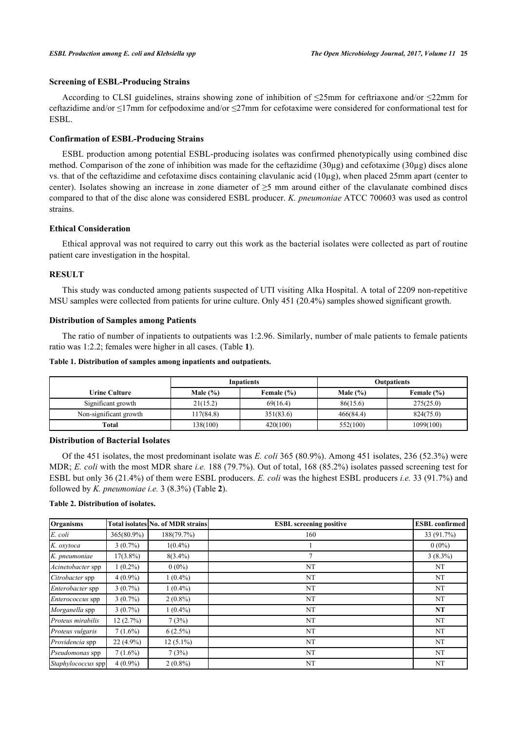### Screening of ESBL-Producing Strains

According to CLSI guidelines, strains showing zone of inhibition of ≤25mm for ceftriaxone and/or ≤22mm for ceftazidime and/or ≤17mm for cefpodoxime and/or ≤27mm for cefotaxime were considered for conformational test for ESBL.

### Confirmation of ESBL-Producing Strains

ESBL production among potential ESBL-producing isolates was confirmed phenotypically using combined disc method. Comparison of the zone of inhibition was made for the ceftazidime (30µg) and cefotaxime (30µg) discs alone vs. that of the ceftazidime and cefotaxime discs containing clavulanic acid (10µg), when placed 25mm apart (center to center). Isolates showing an increase in zone diameter of ≥5 mm around either of the clavulanate combined discs compared to that of the disc alone was considered ESBL producer. *K. pneumoniae* ATCC 700603 was used as control strains.

### Ethical Consideration

Ethical approval was not required to carry out this work as the bacterial isolates were collected as part of routine patient care investigation in the hospital.

## RESULT

This study was conducted among patients suspected of UTI visiting Alka Hospital. A total of 2209 non-repetitive MSU samples were collected from patients for urine culture. Only 451 (20.4%) samples showed significant growth.

### Distribution of Samples among Patients

The ratio of number of inpatients to outpatients was 1:2.96. Similarly, number of male patients to female patients ratio was 1:2.2; females were higher in all cases. (Table **1**).

**Table 1. Distribution of samples among inpatients and outpatients.**

| | Inpatients | | Outpatients | |
|---|---|---|---|---|
| **Urine Culture** | **Male (%)** | **Female (%)** | **Male (%)** | **Female (%)** |
| Significant growth | 21(15.2) | 69(16.4) | 86(15.6) | 275(25.0) |
| Non-significant growth | 117(84.8) | 351(83.6) | 466(84.4) | 824(75.0) |
| **Total** | 138(100) | 420(100) | 552(100) | 1099(100) |

### Distribution of Bacterial Isolates

Of the 451 isolates, the most predominant isolate was *E. coli* 365 (80.9%). Among 451 isolates, 236 (52.3%) were MDR; *E. coli* with the most MDR share *i.e.* 188 (79.7%). Out of total, 168 (85.2%) isolates passed screening test for ESBL but only 36 (21.4%) of them were ESBL producers. *E. coli* was the highest ESBL producers *i.e.* 33 (91.7%) and followed by *K. pneumoniae i.e.* 3 (8.3%) (Table **2**).

**Table 2. Distribution of isolates.**

| Organisms | Total isolates | No. of MDR strains | ESBL screening positive | ESBL confirmed |
|---|---|---|---|---|
| *E. coli* | 365(80.9%) | 188(79.7%) | 160 | 33 (91.7%) |
| *K. oxytoca* | 3 (0.7%) | 1(0.4%) | 1 | 0 (0%) |
| *K. pneumoniae* | 17(3.8%) | 8(3.4%) | 7 | 3 (8.3%) |
| *Acinetobacter* spp | 1 (0.2%) | 0 (0%) | NT | NT |
| *Citrobacter* spp | 4 (0.9%) | 1 (0.4%) | NT | NT |
| *Enterobacter* spp | 3 (0.7%) | 1 (0.4%) | NT | NT |
| *Enterococcus* spp | 3 (0.7%) | 2 (0.8%) | NT | NT |
| *Morganella* spp | 3 (0.7%) | 1 (0.4%) | NT | **NT** |
| *Proteus mirabilis* | 12 (2.7%) | 7 (3%) | NT | NT |
| *Proteus vulgaris* | 7 (1.6%) | 6 (2.5%) | NT | NT |
| *Providencia* spp | 22 (4.9%) | 12 (5.1%) | NT | NT |
| *Pseudomonas* spp | 7 (1.6%) | 7 (3%) | NT | NT |
| *Staphylococcus* spp | 4 (0.9%) | 2 (0.8%) | NT | NT |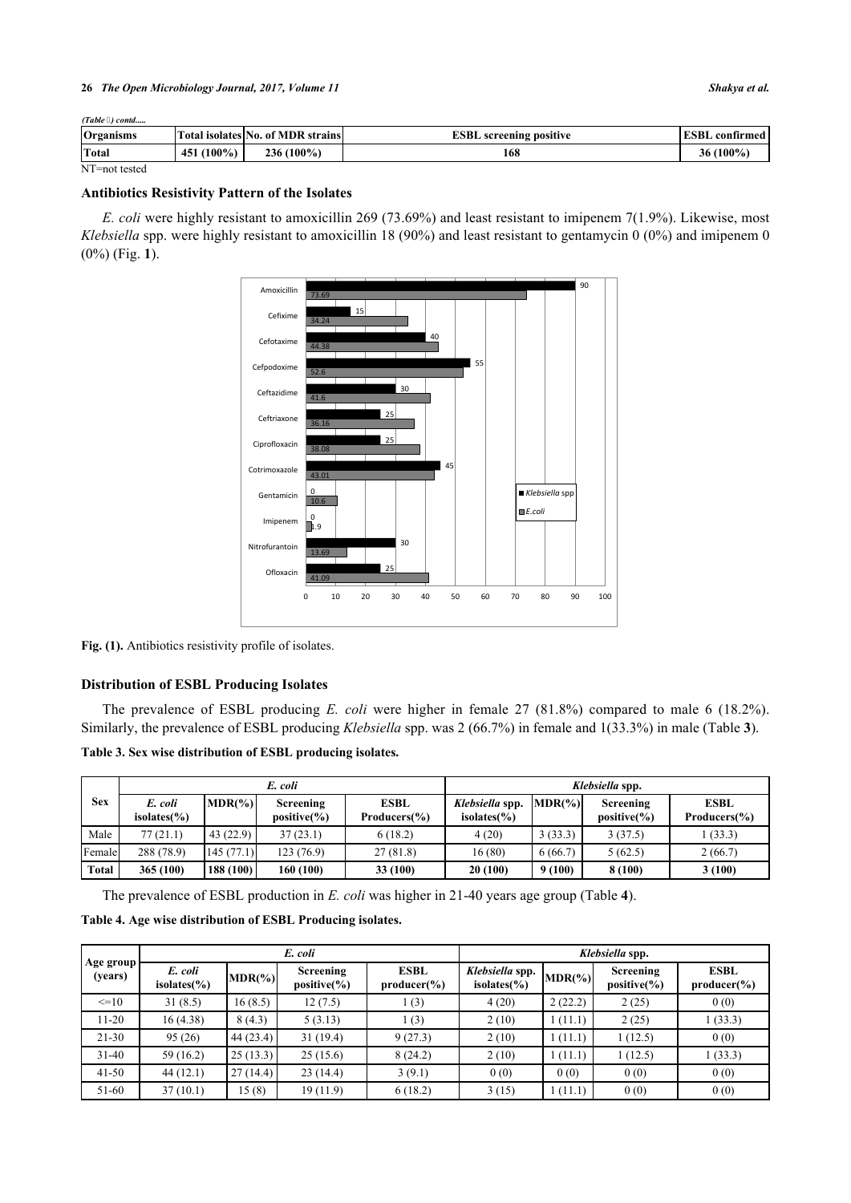*(Table ) contd.....*

| Organisms | Total isolates | No. of MDR strains | ESBL screening positive | ESBL confirmed |
|---|---|---|---|---|
| **Total** | **451 (100%)** | **236 (100%)** | **168** | **36 (100%)** |

NT=not tested

### Antibiotics Resistivity Pattern of the Isolates

*E. coli* were highly resistant to amoxicillin 269 (73.69%) and least resistant to imipenem 7(1.9%). Likewise, most *Klebsiella* spp. were highly resistant to amoxicillin 18 (90%) and least resistant to gentamycin 0 (0%) and imipenem 0 (0%) (Fig. **1**).

| Antibiotic | *Klebsiella* spp | *E.coli* |
|---|---|---|
| Amoxicillin | 90 | 73.69 |
| Cefixime | 15 | 34.24 |
| Cefotaxime | 40 | 44.38 |
| Cefpodoxime | 55 | 52.6 |
| Ceftazidime | 30 | 41.6 |
| Ceftriaxone | 25 | 36.16 |
| Ciprofloxacin | 25 | 38.08 |
| Cotrimoxazole | 45 | 43.01 |
| Gentamicin | 0 | 10.6 |
| Imipenem | 0 | 1.9 |
| Nitrofurantoin | 30 | 13.69 |
| Ofloxacin | 25 | 41.09 |

**Fig. (1).** Antibiotics resistivity profile of isolates.

### Distribution of ESBL Producing Isolates

The prevalence of ESBL producing *E. coli* were higher in female 27 (81.8%) compared to male 6 (18.2%). Similarly, the prevalence of ESBL producing *Klebsiella* spp. was 2 (66.7%) in female and 1(33.3%) in male (Table **3**).

**Table 3. Sex wise distribution of ESBL producing isolates.**

| Sex | *E. coli* | | | | *Klebsiella* spp. | | | |
|---|---|---|---|---|---|---|---|---|
| | *E. coli* isolates(%) | MDR(%) | Screening positive(%) | ESBL Producers(%) | *Klebsiella* spp. isolates(%) | MDR(%) | Screening positive(%) | ESBL Producers(%) |
| Male | 77 (21.1) | 43 (22.9) | 37 (23.1) | 6 (18.2) | 4 (20) | 3 (33.3) | 3 (37.5) | 1 (33.3) |
| Female | 288 (78.9) | 145 (77.1) | 123 (76.9) | 27 (81.8) | 16 (80) | 6 (66.7) | 5 (62.5) | 2 (66.7) |
| **Total** | **365 (100)** | **188 (100)** | **160 (100)** | **33 (100)** | **20 (100)** | **9 (100)** | **8 (100)** | **3 (100)** |

The prevalence of ESBL production in *E. coli* was higher in 21-40 years age group (Table **4**).

**Table 4. Age wise distribution of ESBL Producing isolates.**

| Age group (years) | *E. coli* | | | | *Klebsiella* spp. | | | |
|---|---|---|---|---|---|---|---|---|
| | *E. coli* isolates(%) | MDR(%) | Screening positive(%) | ESBL producer(%) | *Klebsiella* spp. isolates(%) | MDR(%) | Screening positive(%) | ESBL producer(%) |
| <=10 | 31 (8.5) | 16 (8.5) | 12 (7.5) | 1 (3) | 4 (20) | 2 (22.2) | 2 (25) | 0 (0) |
| 11-20 | 16 (4.38) | 8 (4.3) | 5 (3.13) | 1 (3) | 2 (10) | 1 (11.1) | 2 (25) | 1 (33.3) |
| 21-30 | 95 (26) | 44 (23.4) | 31 (19.4) | 9 (27.3) | 2 (10) | 1 (11.1) | 1 (12.5) | 0 (0) |
| 31-40 | 59 (16.2) | 25 (13.3) | 25 (15.6) | 8 (24.2) | 2 (10) | 1 (11.1) | 1 (12.5) | 1 (33.3) |
| 41-50 | 44 (12.1) | 27 (14.4) | 23 (14.4) | 3 (9.1) | 0 (0) | 0 (0) | 0 (0) | 0 (0) |
| 51-60 | 37 (10.1) | 15 (8) | 19 (11.9) | 6 (18.2) | 3 (15) | 1 (11.1) | 0 (0) | 0 (0) |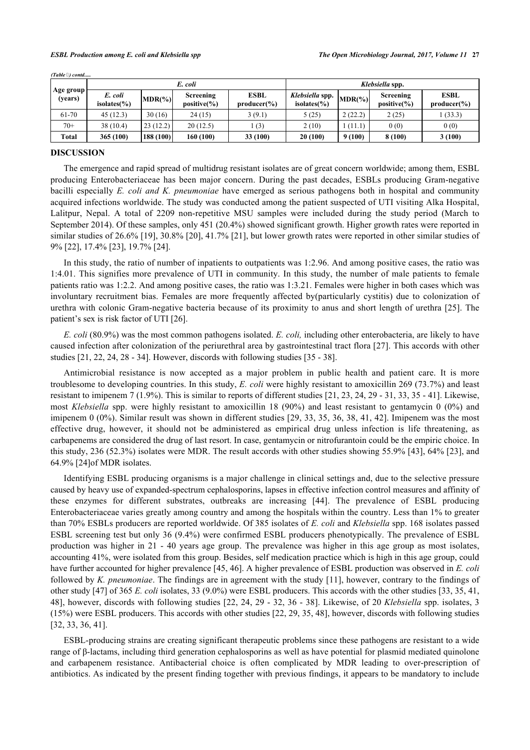*(Table ) contd.....*

| Age group (years) | *E. coli* | | | | *Klebsiella* spp. | | | |
|---|---|---|---|---|---|---|---|---|
| | *E. coli* isolates(%) | MDR(%) | Screening positive(%) | ESBL producer(%) | *Klebsiella* spp. isolates(%) | MDR(%) | Screening positive(%) | ESBL producer(%) |
| 61-70 | 45 (12.3) | 30 (16) | 24 (15) | 3 (9.1) | 5 (25) | 2 (22.2) | 2 (25) | 1 (33.3) |
| 70+ | 38 (10.4) | 23 (12.2) | 20 (12.5) | 1 (3) | 2 (10) | 1 (11.1) | 0 (0) | 0 (0) |
| **Total** | **365 (100)** | **188 (100)** | **160 (100)** | **33 (100)** | **20 (100)** | **9 (100)** | **8 (100)** | **3 (100)** |

## DISCUSSION

The emergence and rapid spread of multidrug resistant isolates are of great concern worldwide; among them, ESBL producing Enterobacteriaceae has been major concern. During the past decades, ESBLs producing Gram-negative bacilli especially *E. coli and K. pneumoniae* have emerged as serious pathogens both in hospital and community acquired infections worldwide. The study was conducted among the patient suspected of UTI visiting Alka Hospital, Lalitpur, Nepal. A total of 2209 non-repetitive MSU samples were included during the study period (March to September 2014). Of these samples, only 451 (20.4%) showed significant growth. Higher growth rates were reported in similar studies of 26.6% [19], 30.8% [20], 41.7% [21], but lower growth rates were reported in other similar studies of 9% [22], 17.4% [23], 19.7% [24].

In this study, the ratio of number of inpatients to outpatients was 1:2.96. And among positive cases, the ratio was 1:4.01. This signifies more prevalence of UTI in community. In this study, the number of male patients to female patients ratio was 1:2.2. And among positive cases, the ratio was 1:3.21. Females were higher in both cases which was involuntary recruitment bias. Females are more frequently affected by(particularly cystitis) due to colonization of urethra with colonic Gram-negative bacteria because of its proximity to anus and short length of urethra [25]. The patient's sex is risk factor of UTI [26].

*E. coli* (80.9%) was the most common pathogens isolated. *E. coli,* including other enterobacteria, are likely to have caused infection after colonization of the periurethral area by gastrointestinal tract flora [27]. This accords with other studies [21, 22, 24, 28 - 34]. However, discords with following studies [35 - 38].

Antimicrobial resistance is now accepted as a major problem in public health and patient care. It is more troublesome to developing countries. In this study, *E. coli* were highly resistant to amoxicillin 269 (73.7%) and least resistant to imipenem 7 (1.9%). This is similar to reports of different studies [21, 23, 24, 29 - 31, 33, 35 - 41]. Likewise, most *Klebsiella* spp. were highly resistant to amoxicillin 18 (90%) and least resistant to gentamycin 0 (0%) and imipenem 0 (0%). Similar result was shown in different studies [29, 33, 35, 36, 38, 41, 42]. Imipenem was the most effective drug, however, it should not be administered as empirical drug unless infection is life threatening, as carbapenems are considered the drug of last resort. In case, gentamycin or nitrofurantoin could be the empiric choice. In this study, 236 (52.3%) isolates were MDR. The result accords with other studies showing 55.9% [43], 64% [23], and 64.9% [24]of MDR isolates.

Identifying ESBL producing organisms is a major challenge in clinical settings and, due to the selective pressure caused by heavy use of expanded-spectrum cephalosporins, lapses in effective infection control measures and affinity of these enzymes for different substrates, outbreaks are increasing [44]. The prevalence of ESBL producing Enterobacteriaceae varies greatly among country and among the hospitals within the country. Less than 1% to greater than 70% ESBLs producers are reported worldwide. Of 385 isolates of *E. coli* and *Klebsiella* spp. 168 isolates passed ESBL screening test but only 36 (9.4%) were confirmed ESBL producers phenotypically. The prevalence of ESBL production was higher in 21 - 40 years age group. The prevalence was higher in this age group as most isolates, accounting 41%, were isolated from this group. Besides, self medication practice which is high in this age group, could have further accounted for higher prevalence [45, 46]. A higher prevalence of ESBL production was observed in *E. coli* followed by *K. pneumoniae*. The findings are in agreement with the study [11], however, contrary to the findings of other study [47] of 365 *E. coli* isolates, 33 (9.0%) were ESBL producers. This accords with the other studies [33, 35, 41, 48], however, discords with following studies [22, 24, 29 - 32, 36 - 38]. Likewise, of 20 *Klebsiella* spp. isolates, 3 (15%) were ESBL producers. This accords with other studies [22, 29, 35, 48], however, discords with following studies [32, 33, 36, 41].

ESBL-producing strains are creating significant therapeutic problems since these pathogens are resistant to a wide range of β-lactams, including third generation cephalosporins as well as have potential for plasmid mediated quinolone and carbapenem resistance. Antibacterial choice is often complicated by MDR leading to over-prescription of antibiotics. As indicated by the present finding together with previous findings, it appears to be mandatory to include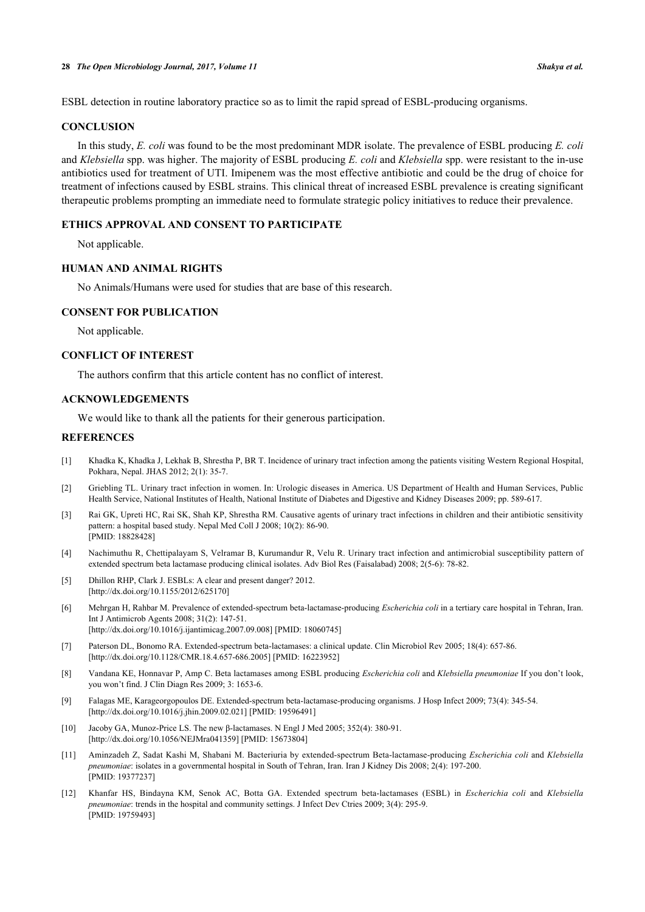ESBL detection in routine laboratory practice so as to limit the rapid spread of ESBL-producing organisms.

## CONCLUSION

In this study, *E. coli* was found to be the most predominant MDR isolate. The prevalence of ESBL producing *E. coli* and *Klebsiella* spp. was higher. The majority of ESBL producing *E. coli* and *Klebsiella* spp. were resistant to the in-use antibiotics used for treatment of UTI. Imipenem was the most effective antibiotic and could be the drug of choice for treatment of infections caused by ESBL strains. This clinical threat of increased ESBL prevalence is creating significant therapeutic problems prompting an immediate need to formulate strategic policy initiatives to reduce their prevalence.

## ETHICS APPROVAL AND CONSENT TO PARTICIPATE

Not applicable.

## HUMAN AND ANIMAL RIGHTS

No Animals/Humans were used for studies that are base of this research.

## CONSENT FOR PUBLICATION

Not applicable.

## CONFLICT OF INTEREST

The authors confirm that this article content has no conflict of interest.

## ACKNOWLEDGEMENTS

We would like to thank all the patients for their generous participation.

## REFERENCES

[1] Khadka K, Khadka J, Lekhak B, Shrestha P, BR T. Incidence of urinary tract infection among the patients visiting Western Regional Hospital, Pokhara, Nepal. JHAS 2012; 2(1): 35-7.

[2] Griebling TL. Urinary tract infection in women. In: Urologic diseases in America. US Department of Health and Human Services, Public Health Service, National Institutes of Health, National Institute of Diabetes and Digestive and Kidney Diseases 2009; pp. 589-617.

[3] Rai GK, Upreti HC, Rai SK, Shah KP, Shrestha RM. Causative agents of urinary tract infections in children and their antibiotic sensitivity pattern: a hospital based study. Nepal Med Coll J 2008; 10(2): 86-90. [PMID: 18828428]

[4] Nachimuthu R, Chettipalayam S, Velramar B, Kurumandur R, Velu R. Urinary tract infection and antimicrobial susceptibility pattern of extended spectrum beta lactamase producing clinical isolates. Adv Biol Res (Faisalabad) 2008; 2(5-6): 78-82.

[5] Dhillon RHP, Clark J. ESBLs: A clear and present danger? 2012. [http://dx.doi.org/10.1155/2012/625170]

[6] Mehrgan H, Rahbar M. Prevalence of extended-spectrum beta-lactamase-producing *Escherichia coli* in a tertiary care hospital in Tehran, Iran. Int J Antimicrob Agents 2008; 31(2): 147-51. [http://dx.doi.org/10.1016/j.ijantimicag.2007.09.008] [PMID: 18060745]

[7] Paterson DL, Bonomo RA. Extended-spectrum beta-lactamases: a clinical update. Clin Microbiol Rev 2005; 18(4): 657-86. [http://dx.doi.org/10.1128/CMR.18.4.657-686.2005] [PMID: 16223952]

[8] Vandana KE, Honnavar P, Amp C. Beta lactamases among ESBL producing *Escherichia coli* and *Klebsiella pneumoniae* If you don't look, you won't find. J Clin Diagn Res 2009; 3: 1653-6.

[9] Falagas ME, Karageorgopoulos DE. Extended-spectrum beta-lactamase-producing organisms. J Hosp Infect 2009; 73(4): 345-54. [http://dx.doi.org/10.1016/j.jhin.2009.02.021] [PMID: 19596491]

[10] Jacoby GA, Munoz-Price LS. The new β-lactamases. N Engl J Med 2005; 352(4): 380-91. [http://dx.doi.org/10.1056/NEJMra041359] [PMID: 15673804]

[11] Aminzadeh Z, Sadat Kashi M, Shabani M. Bacteriuria by extended-spectrum Beta-lactamase-producing *Escherichia coli* and *Klebsiella pneumoniae*: isolates in a governmental hospital in South of Tehran, Iran. Iran J Kidney Dis 2008; 2(4): 197-200. [PMID: 19377237]

[12] Khanfar HS, Bindayna KM, Senok AC, Botta GA. Extended spectrum beta-lactamases (ESBL) in *Escherichia coli* and *Klebsiella pneumoniae*: trends in the hospital and community settings. J Infect Dev Ctries 2009; 3(4): 295-9. [PMID: 19759493]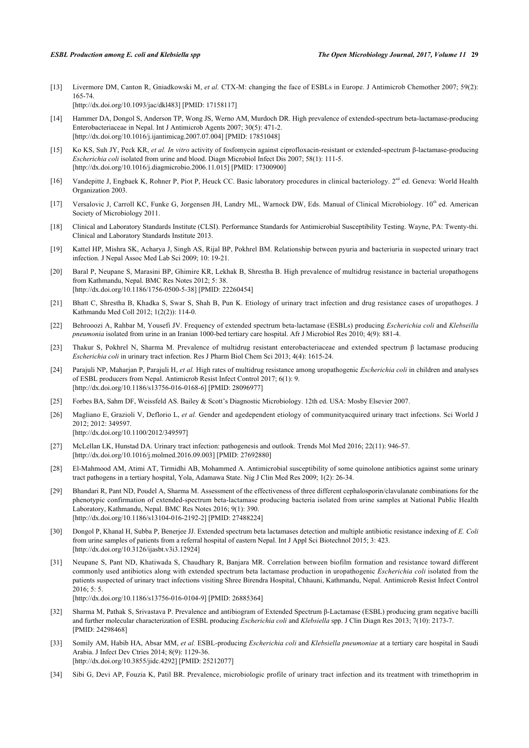[13] Livermore DM, Canton R, Gniadkowski M, *et al.* CTX-M: changing the face of ESBLs in Europe. J Antimicrob Chemother 2007; 59(2): 165-74.
[http://dx.doi.org/10.1093/jac/dkl483] [PMID: 17158117]

[14] Hammer DA, Dongol S, Anderson TP, Wong JS, Werno AM, Murdoch DR. High prevalence of extended-spectrum beta-lactamase-producing Enterobacteriaceae in Nepal. Int J Antimicrob Agents 2007; 30(5): 471-2.
[http://dx.doi.org/10.1016/j.ijantimicag.2007.07.004] [PMID: 17851048]

[15] Ko KS, Suh JY, Peck KR, *et al. In vitro* activity of fosfomycin against ciprofloxacin-resistant or extended-spectrum β-lactamase-producing *Escherichia coli* isolated from urine and blood. Diagn Microbiol Infect Dis 2007; 58(1): 111-5.
[http://dx.doi.org/10.1016/j.diagmicrobio.2006.11.015] [PMID: 17300900]

[16] Vandepitte J, Engbaek K, Rohner P, Piot P, Heuck CC. Basic laboratory procedures in clinical bacteriology. 2nd ed. Geneva: World Health Organization 2003.

[17] Versalovic J, Carroll KC, Funke G, Jorgensen JH, Landry ML, Warnock DW, Eds. Manual of Clinical Microbiology. 10th ed. American Society of Microbiology 2011.

[18] Clinical and Laboratory Standards Institute (CLSI). Performance Standards for Antimicrobial Susceptibility Testing. Wayne, PA: Twenty-thi. Clinical and Laboratory Standards Institute 2013.

[19] Kattel HP, Mishra SK, Acharya J, Singh AS, Rijal BP, Pokhrel BM. Relationship between pyuria and bacteriuria in suspected urinary tract infection. J Nepal Assoc Med Lab Sci 2009; 10: 19-21.

[20] Baral P, Neupane S, Marasini BP, Ghimire KR, Lekhak B, Shrestha B. High prevalence of multidrug resistance in bacterial uropathogens from Kathmandu, Nepal. BMC Res Notes 2012; 5: 38.
[http://dx.doi.org/10.1186/1756-0500-5-38] [PMID: 22260454]

[21] Bhatt C, Shrestha B, Khadka S, Swar S, Shah B, Pun K. Etiology of urinary tract infection and drug resistance cases of uropathoges. J Kathmandu Med Coll 2012; 1(2(2)): 114-0.

[22] Behroozi A, Rahbar M, Yousefi JV. Frequency of extended spectrum beta-lactamase (ESBLs) producing *Escherichia coli* and *Klebseilla pneumonia* isolated from urine in an Iranian 1000-bed tertiary care hospital. Afr J Microbiol Res 2010; 4(9): 881-4.

[23] Thakur S, Pokhrel N, Sharma M. Prevalence of multidrug resistant enterobacteriaceae and extended spectrum β lactamase producing *Escherichia coli* in urinary tract infection. Res J Pharm Biol Chem Sci 2013; 4(4): 1615-24.

[24] Parajuli NP, Maharjan P, Parajuli H, *et al.* High rates of multidrug resistance among uropathogenic *Escherichia coli* in children and analyses of ESBL producers from Nepal. Antimicrob Resist Infect Control 2017; 6(1): 9.
[http://dx.doi.org/10.1186/s13756-016-0168-6] [PMID: 28096977]

[25] Forbes BA, Sahm DF, Weissfeld AS. Bailey & Scott's Diagnostic Microbiology. 12th ed. USA: Mosby Elsevier 2007.

[26] Magliano E, Grazioli V, Deflorio L, *et al.* Gender and agedependent etiology of communityacquired urinary tract infections. Sci World J 2012; 2012: 349597.
[http://dx.doi.org/10.1100/2012/349597]

[27] McLellan LK, Hunstad DA. Urinary tract infection: pathogenesis and outlook. Trends Mol Med 2016; 22(11): 946-57.
[http://dx.doi.org/10.1016/j.molmed.2016.09.003] [PMID: 27692880]

[28] El-Mahmood AM, Atimi AT, Tirmidhi AB, Mohammed A. Antimicrobial susceptibility of some quinolone antibiotics against some urinary tract pathogens in a tertiary hospital, Yola, Adamawa State. Nig J Clin Med Res 2009; 1(2): 26-34.

[29] Bhandari R, Pant ND, Poudel A, Sharma M. Assessment of the effectiveness of three different cephalosporin/clavulanate combinations for the phenotypic confirmation of extended-spectrum beta-lactamase producing bacteria isolated from urine samples at National Public Health Laboratory, Kathmandu, Nepal. BMC Res Notes 2016; 9(1): 390.
[http://dx.doi.org/10.1186/s13104-016-2192-2] [PMID: 27488224]

[30] Dongol P, Khanal H, Subba P, Benerjee JJ. Extended spectrum beta lactamases detection and multiple antibiotic resistance indexing of *E. Coli* from urine samples of patients from a referral hospital of eastern Nepal. Int J Appl Sci Biotechnol 2015; 3: 423.
[http://dx.doi.org/10.3126/ijasbt.v3i3.12924]

[31] Neupane S, Pant ND, Khatiwada S, Chaudhary R, Banjara MR. Correlation between biofilm formation and resistance toward different commonly used antibiotics along with extended spectrum beta lactamase production in uropathogenic *Escherichia coli* isolated from the patients suspected of urinary tract infections visiting Shree Birendra Hospital, Chhauni, Kathmandu, Nepal. Antimicrob Resist Infect Control 2016; 5: 5.
[http://dx.doi.org/10.1186/s13756-016-0104-9] [PMID: 26885364]

[32] Sharma M, Pathak S, Srivastava P. Prevalence and antibiogram of Extended Spectrum β-Lactamase (ESBL) producing gram negative bacilli and further molecular characterization of ESBL producing *Escherichia coli* and *Klebsiella* spp. J Clin Diagn Res 2013; 7(10): 2173-7.
[PMID: 24298468]

[33] Somily AM, Habib HA, Absar MM, *et al.* ESBL-producing *Escherichia coli* and *Klebsiella pneumoniae* at a tertiary care hospital in Saudi Arabia. J Infect Dev Ctries 2014; 8(9): 1129-36.
[http://dx.doi.org/10.3855/jidc.4292] [PMID: 25212077]

[34] Sibi G, Devi AP, Fouzia K, Patil BR. Prevalence, microbiologic profile of urinary tract infection and its treatment with trimethoprim in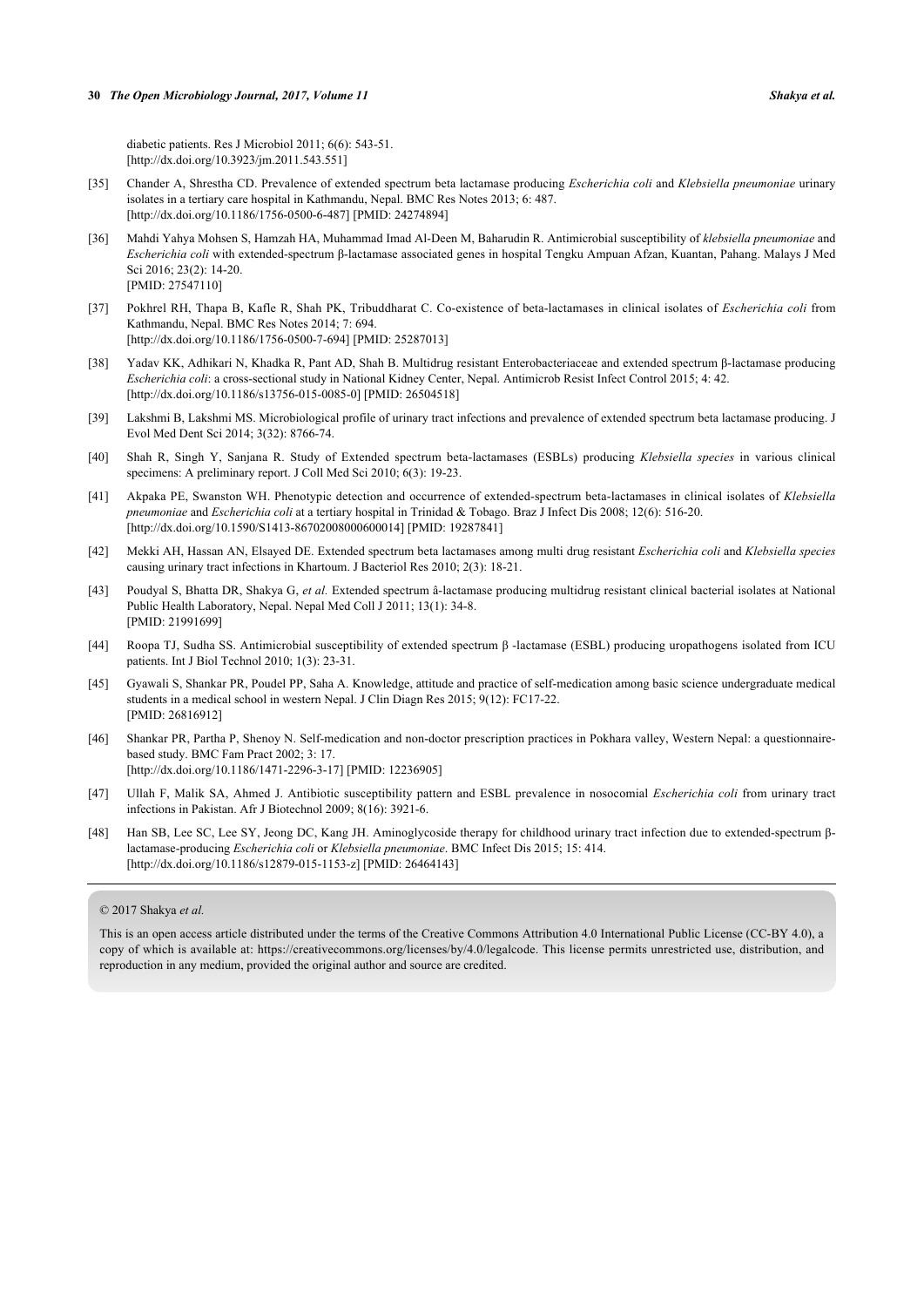diabetic patients. Res J Microbiol 2011; 6(6): 543-51.
[http://dx.doi.org/10.3923/jm.2011.543.551]

[35] Chander A, Shrestha CD. Prevalence of extended spectrum beta lactamase producing *Escherichia coli* and *Klebsiella pneumoniae* urinary isolates in a tertiary care hospital in Kathmandu, Nepal. BMC Res Notes 2013; 6: 487.
[http://dx.doi.org/10.1186/1756-0500-6-487] [PMID: 24274894]

[36] Mahdi Yahya Mohsen S, Hamzah HA, Muhammad Imad Al-Deen M, Baharudin R. Antimicrobial susceptibility of *klebsiella pneumoniae* and *Escherichia coli* with extended-spectrum β-lactamase associated genes in hospital Tengku Ampuan Afzan, Kuantan, Pahang. Malays J Med Sci 2016; 23(2): 14-20.
[PMID: 27547110]

[37] Pokhrel RH, Thapa B, Kafle R, Shah PK, Tribuddharat C. Co-existence of beta-lactamases in clinical isolates of *Escherichia coli* from Kathmandu, Nepal. BMC Res Notes 2014; 7: 694.
[http://dx.doi.org/10.1186/1756-0500-7-694] [PMID: 25287013]

[38] Yadav KK, Adhikari N, Khadka R, Pant AD, Shah B. Multidrug resistant Enterobacteriaceae and extended spectrum β-lactamase producing *Escherichia coli*: a cross-sectional study in National Kidney Center, Nepal. Antimicrob Resist Infect Control 2015; 4: 42.
[http://dx.doi.org/10.1186/s13756-015-0085-0] [PMID: 26504518]

[39] Lakshmi B, Lakshmi MS. Microbiological profile of urinary tract infections and prevalence of extended spectrum beta lactamase producing. J Evol Med Dent Sci 2014; 3(32): 8766-74.

[40] Shah R, Singh Y, Sanjana R. Study of Extended spectrum beta-lactamases (ESBLs) producing *Klebsiella species* in various clinical specimens: A preliminary report. J Coll Med Sci 2010; 6(3): 19-23.

[41] Akpaka PE, Swanston WH. Phenotypic detection and occurrence of extended-spectrum beta-lactamases in clinical isolates of *Klebsiella pneumoniae* and *Escherichia coli* at a tertiary hospital in Trinidad & Tobago. Braz J Infect Dis 2008; 12(6): 516-20.
[http://dx.doi.org/10.1590/S1413-86702008000600014] [PMID: 19287841]

[42] Mekki AH, Hassan AN, Elsayed DE. Extended spectrum beta lactamases among multi drug resistant *Escherichia coli* and *Klebsiella species* causing urinary tract infections in Khartoum. J Bacteriol Res 2010; 2(3): 18-21.

[43] Poudyal S, Bhatta DR, Shakya G, *et al.* Extended spectrum â-lactamase producing multidrug resistant clinical bacterial isolates at National Public Health Laboratory, Nepal. Nepal Med Coll J 2011; 13(1): 34-8.
[PMID: 21991699]

[44] Roopa TJ, Sudha SS. Antimicrobial susceptibility of extended spectrum β -lactamase (ESBL) producing uropathogens isolated from ICU patients. Int J Biol Technol 2010; 1(3): 23-31.

[45] Gyawali S, Shankar PR, Poudel PP, Saha A. Knowledge, attitude and practice of self-medication among basic science undergraduate medical students in a medical school in western Nepal. J Clin Diagn Res 2015; 9(12): FC17-22.
[PMID: 26816912]

[46] Shankar PR, Partha P, Shenoy N. Self-medication and non-doctor prescription practices in Pokhara valley, Western Nepal: a questionnaire-based study. BMC Fam Pract 2002; 3: 17.
[http://dx.doi.org/10.1186/1471-2296-3-17] [PMID: 12236905]

[47] Ullah F, Malik SA, Ahmed J. Antibiotic susceptibility pattern and ESBL prevalence in nosocomial *Escherichia coli* from urinary tract infections in Pakistan. Afr J Biotechnol 2009; 8(16): 3921-6.

[48] Han SB, Lee SC, Lee SY, Jeong DC, Kang JH. Aminoglycoside therapy for childhood urinary tract infection due to extended-spectrum β-lactamase-producing *Escherichia coli* or *Klebsiella pneumoniae*. BMC Infect Dis 2015; 15: 414.
[http://dx.doi.org/10.1186/s12879-015-1153-z] [PMID: 26464143]

© 2017 Shakya *et al.*

This is an open access article distributed under the terms of the Creative Commons Attribution 4.0 International Public License (CC-BY 4.0), a copy of which is available at: https://creativecommons.org/licenses/by/4.0/legalcode. This license permits unrestricted use, distribution, and reproduction in any medium, provided the original author and source are credited.